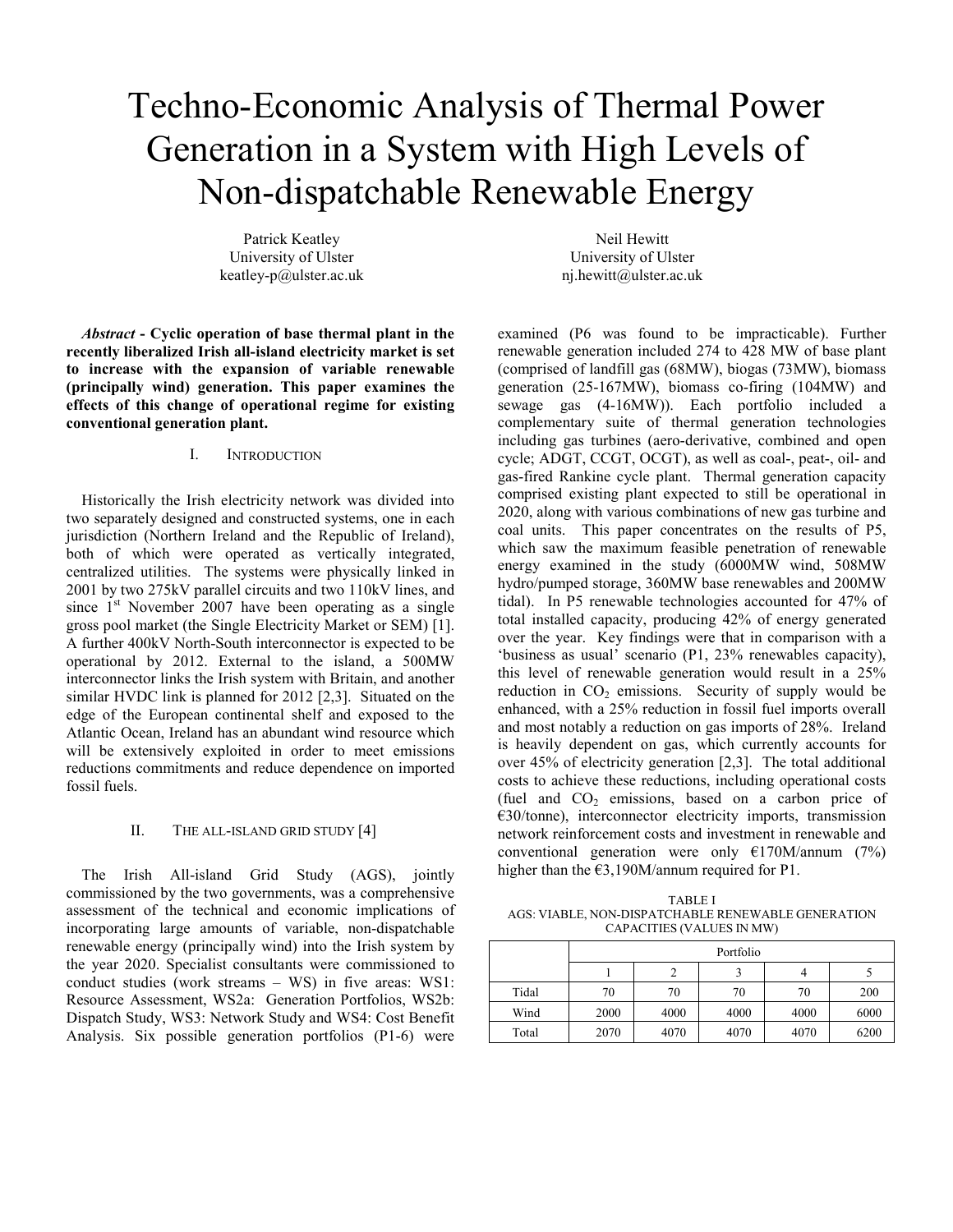# Techno-Economic Analysis of Thermal Power Generation in a System with High Levels of Non-dispatchable Renewable Energy

Patrick Keatley
University of Ulster
keatley-p@ulster.ac.uk

Neil Hewitt
University of Ulster
nj.hewitt@ulster.ac.uk

***Abstract* - Cyclic operation of base thermal plant in the recently liberalized Irish all-island electricity market is set to increase with the expansion of variable renewable (principally wind) generation. This paper examines the effects of this change of operational regime for existing conventional generation plant.**

## I. Introduction

Historically the Irish electricity network was divided into two separately designed and constructed systems, one in each jurisdiction (Northern Ireland and the Republic of Ireland), both of which were operated as vertically integrated, centralized utilities. The systems were physically linked in 2001 by two 275kV parallel circuits and two 110kV lines, and since 1st November 2007 have been operating as a single gross pool market (the Single Electricity Market or SEM) [1]. A further 400kV North-South interconnector is expected to be operational by 2012. External to the island, a 500MW interconnector links the Irish system with Britain, and another similar HVDC link is planned for 2012 [2,3]. Situated on the edge of the European continental shelf and exposed to the Atlantic Ocean, Ireland has an abundant wind resource which will be extensively exploited in order to meet emissions reductions commitments and reduce dependence on imported fossil fuels.

## II. The All-Island Grid Study [4]

The Irish All-island Grid Study (AGS), jointly commissioned by the two governments, was a comprehensive assessment of the technical and economic implications of incorporating large amounts of variable, non-dispatchable renewable energy (principally wind) into the Irish system by the year 2020. Specialist consultants were commissioned to conduct studies (work streams – WS) in five areas: WS1: Resource Assessment, WS2a: Generation Portfolios, WS2b: Dispatch Study, WS3: Network Study and WS4: Cost Benefit Analysis. Six possible generation portfolios (P1-6) were examined (P6 was found to be impracticable). Further renewable generation included 274 to 428 MW of base plant (comprised of landfill gas (68MW), biogas (73MW), biomass generation (25-167MW), biomass co-firing (104MW) and sewage gas (4-16MW)). Each portfolio included a complementary suite of thermal generation technologies including gas turbines (aero-derivative, combined and open cycle; ADGT, CCGT, OCGT), as well as coal-, peat-, oil- and gas-fired Rankine cycle plant. Thermal generation capacity comprised existing plant expected to still be operational in 2020, along with various combinations of new gas turbine and coal units. This paper concentrates on the results of P5, which saw the maximum feasible penetration of renewable energy examined in the study (6000MW wind, 508MW hydro/pumped storage, 360MW base renewables and 200MW tidal). In P5 renewable technologies accounted for 47% of total installed capacity, producing 42% of energy generated over the year. Key findings were that in comparison with a 'business as usual' scenario (P1, 23% renewables capacity), this level of renewable generation would result in a 25% reduction in $CO_2$ emissions. Security of supply would be enhanced, with a 25% reduction in fossil fuel imports overall and most notably a reduction on gas imports of 28%. Ireland is heavily dependent on gas, which currently accounts for over 45% of electricity generation [2,3]. The total additional costs to achieve these reductions, including operational costs (fuel and $CO_2$ emissions, based on a carbon price of €30/tonne), interconnector electricity imports, transmission network reinforcement costs and investment in renewable and conventional generation were only €170M/annum (7%) higher than the €3,190M/annum required for P1.

TABLE I
AGS: VIABLE, NON-DISPATCHABLE RENEWABLE GENERATION CAPACITIES (VALUES IN MW)

| | Portfolio | | | | |
|---|---|---|---|---|---|
| | 1 | 2 | 3 | 4 | 5 |
| Tidal | 70 | 70 | 70 | 70 | 200 |
| Wind | 2000 | 4000 | 4000 | 4000 | 6000 |
| Total | 2070 | 4070 | 4070 | 4070 | 6200 |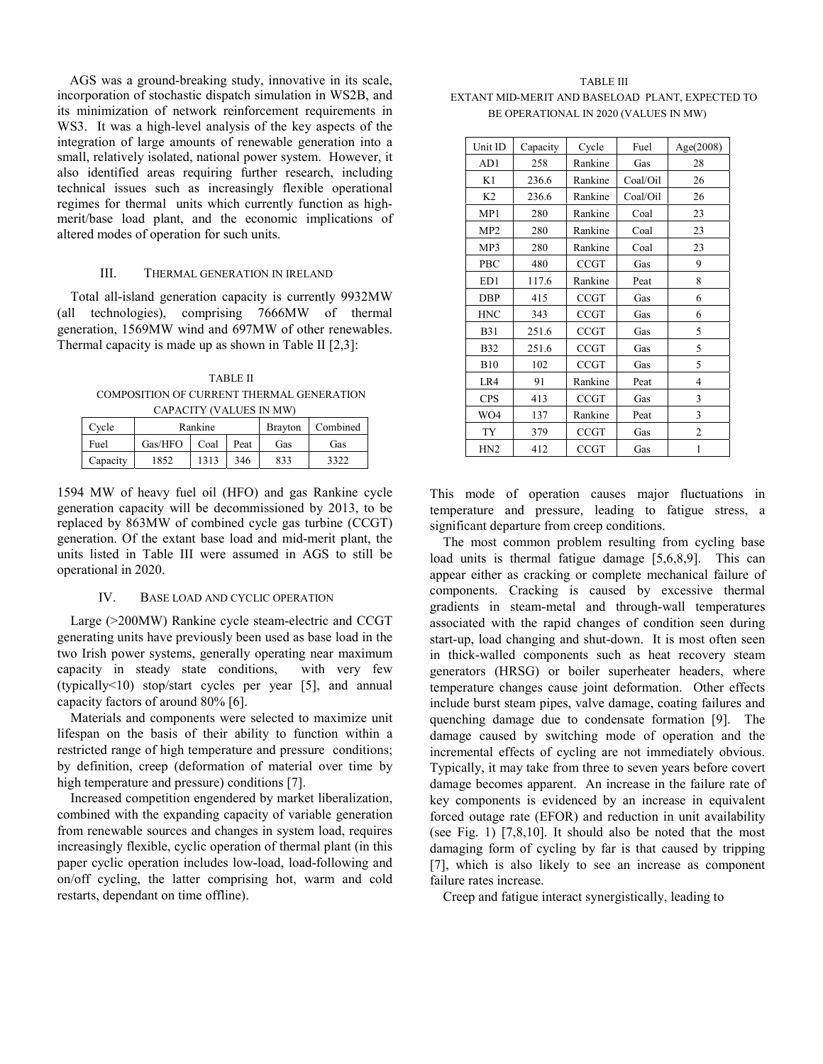AGS was a ground-breaking study, innovative in its scale, incorporation of stochastic dispatch simulation in WS2B, and its minimization of network reinforcement requirements in WS3. It was a high-level analysis of the key aspects of the integration of large amounts of renewable generation into a small, relatively isolated, national power system. However, it also identified areas requiring further research, including technical issues such as increasingly flexible operational regimes for thermal units which currently function as high-merit/base load plant, and the economic implications of altered modes of operation for such units.

## III. Thermal Generation in Ireland

Total all-island generation capacity is currently 9932MW (all technologies), comprising 7666MW of thermal generation, 1569MW wind and 697MW of other renewables. Thermal capacity is made up as shown in Table II [2,3]:

TABLE II
COMPOSITION OF CURRENT THERMAL GENERATION CAPACITY (VALUES IN MW)

| Cycle | Rankine | | | Brayton | Combined |
|---|---|---|---|---|---|
| Fuel | Gas/HFO | Coal | Peat | Gas | Gas |
| Capacity | 1852 | 1313 | 346 | 833 | 3322 |

1594 MW of heavy fuel oil (HFO) and gas Rankine cycle generation capacity will be decommissioned by 2013, to be replaced by 863MW of combined cycle gas turbine (CCGT) generation. Of the extant base load and mid-merit plant, the units listed in Table III were assumed in AGS to still be operational in 2020.

## IV. Base Load and Cyclic Operation

Large (>200MW) Rankine cycle steam-electric and CCGT generating units have previously been used as base load in the two Irish power systems, generally operating near maximum capacity in steady state conditions, with very few (typically<10) stop/start cycles per year [5], and annual capacity factors of around 80% [6].

Materials and components were selected to maximize unit lifespan on the basis of their ability to function within a restricted range of high temperature and pressure conditions; by definition, creep (deformation of material over time by high temperature and pressure) conditions [7].

Increased competition engendered by market liberalization, combined with the expanding capacity of variable generation from renewable sources and changes in system load, requires increasingly flexible, cyclic operation of thermal plant (in this paper cyclic operation includes low-load, load-following and on/off cycling, the latter comprising hot, warm and cold restarts, dependant on time offline).

TABLE III
EXTANT MID-MERIT AND BASELOAD PLANT, EXPECTED TO BE OPERATIONAL IN 2020 (VALUES IN MW)

| Unit ID | Capacity | Cycle | Fuel | Age(2008) |
|---|---|---|---|---|
| AD1 | 258 | Rankine | Gas | 28 |
| K1 | 236.6 | Rankine | Coal/Oil | 26 |
| K2 | 236.6 | Rankine | Coal/Oil | 26 |
| MP1 | 280 | Rankine | Coal | 23 |
| MP2 | 280 | Rankine | Coal | 23 |
| MP3 | 280 | Rankine | Coal | 23 |
| PBC | 480 | CCGT | Gas | 9 |
| ED1 | 117.6 | Rankine | Peat | 8 |
| DBP | 415 | CCGT | Gas | 6 |
| HNC | 343 | CCGT | Gas | 6 |
| B31 | 251.6 | CCGT | Gas | 5 |
| B32 | 251.6 | CCGT | Gas | 5 |
| B10 | 102 | CCGT | Gas | 5 |
| LR4 | 91 | Rankine | Peat | 4 |
| CPS | 413 | CCGT | Gas | 3 |
| WO4 | 137 | Rankine | Peat | 3 |
| TY | 379 | CCGT | Gas | 2 |
| HN2 | 412 | CCGT | Gas | 1 |

This mode of operation causes major fluctuations in temperature and pressure, leading to fatigue stress, a significant departure from creep conditions.

The most common problem resulting from cycling base load units is thermal fatigue damage [5,6,8,9]. This can appear either as cracking or complete mechanical failure of components. Cracking is caused by excessive thermal gradients in steam-metal and through-wall temperatures associated with the rapid changes of condition seen during start-up, load changing and shut-down. It is most often seen in thick-walled components such as heat recovery steam generators (HRSG) or boiler superheater headers, where temperature changes cause joint deformation. Other effects include burst steam pipes, valve damage, coating failures and quenching damage due to condensate formation [9]. The damage caused by switching mode of operation and the incremental effects of cycling are not immediately obvious. Typically, it may take from three to seven years before covert damage becomes apparent. An increase in the failure rate of key components is evidenced by an increase in equivalent forced outage rate (EFOR) and reduction in unit availability (see Fig. 1) [7,8,10]. It should also be noted that the most damaging form of cycling by far is that caused by tripping [7], which is also likely to see an increase as component failure rates increase.

Creep and fatigue interact synergistically, leading to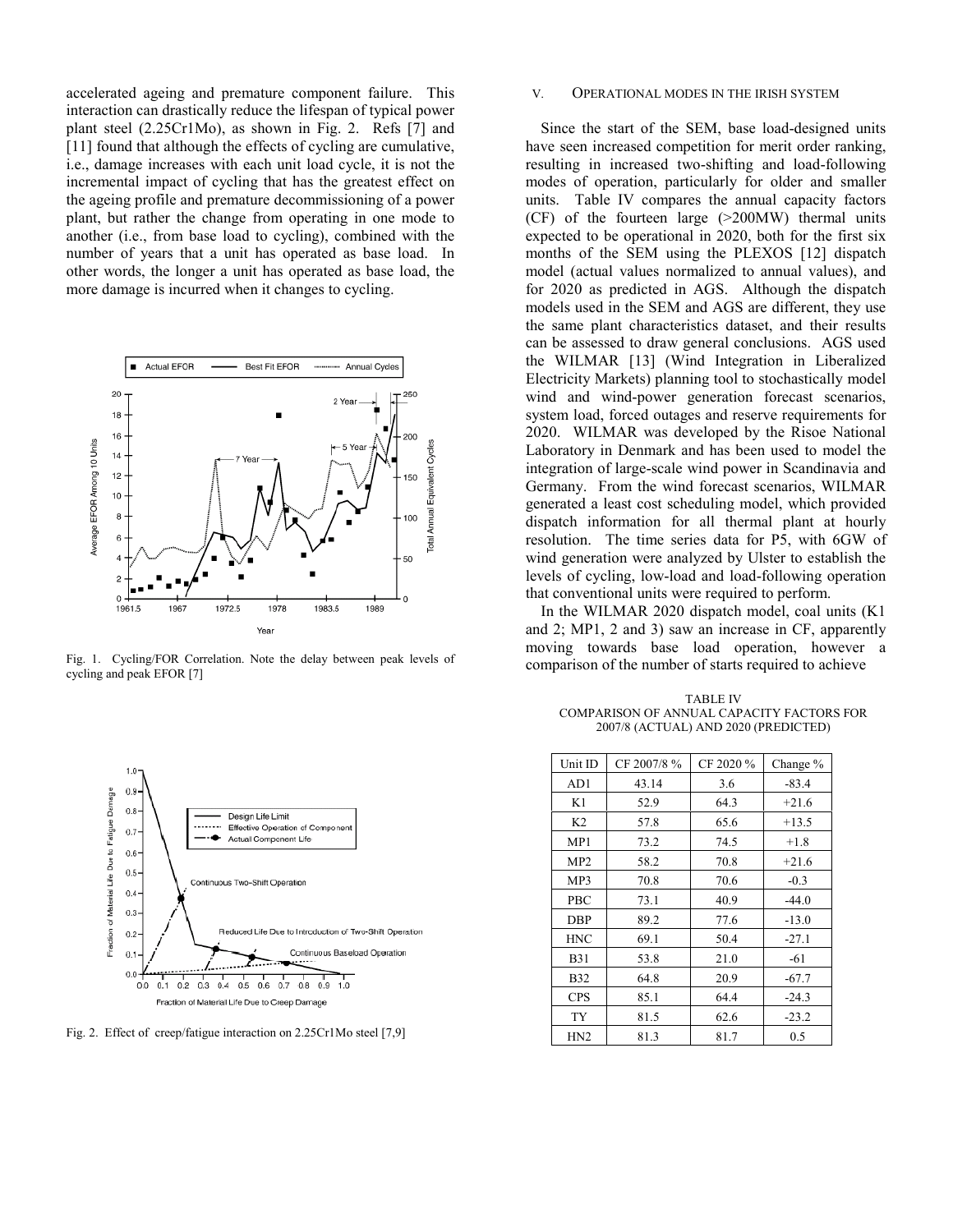accelerated ageing and premature component failure. This interaction can drastically reduce the lifespan of typical power plant steel (2.25Cr1Mo), as shown in Fig. 2. Refs [7] and [11] found that although the effects of cycling are cumulative, i.e., damage increases with each unit load cycle, it is not the incremental impact of cycling that has the greatest effect on the ageing profile and premature decommissioning of a power plant, but rather the change from operating in one mode to another (i.e., from base load to cycling), combined with the number of years that a unit has operated as base load. In other words, the longer a unit has operated as base load, the more damage is incurred when it changes to cycling.

Actual EFOR
Best Fit EFOR
Annual Cycles
Average EFOR Among 10 Units
Total Annual Equivalent Cycles
Year
7 Year
5 Year
2 Year
0
2
4
6
8
10
12
14
16
18
20
0
50
100
150
200
250
1961.5
1967
1972.5
1978
1983.5
1989

Fig. 1. Cycling/FOR Correlation. Note the delay between peak levels of cycling and peak EFOR [7]

Design Life Limit
Effective Operation of Component
Actual Component Life
Continuous Two-Shift Operation
Reduced Life Due to Introduction of Two-Shift Operation
Continuous Baseload Operation
Fraction of Material Life Due to Fatigue Damage
Fraction of Material Life Due to Creep Damage
0.0
0.1
0.2
0.3
0.4
0.5
0.6
0.7
0.8
0.9
1.0

Fig. 2. Effect of creep/fatigue interaction on 2.25Cr1Mo steel [7,9]

## V. Operational Modes in the Irish System

Since the start of the SEM, base load-designed units have seen increased competition for merit order ranking, resulting in increased two-shifting and load-following modes of operation, particularly for older and smaller units. Table IV compares the annual capacity factors (CF) of the fourteen large (>200MW) thermal units expected to be operational in 2020, both for the first six months of the SEM using the PLEXOS [12] dispatch model (actual values normalized to annual values), and for 2020 as predicted in AGS. Although the dispatch models used in the SEM and AGS are different, they use the same plant characteristics dataset, and their results can be assessed to draw general conclusions. AGS used the WILMAR [13] (Wind Integration in Liberalized Electricity Markets) planning tool to stochastically model wind and wind-power generation forecast scenarios, system load, forced outages and reserve requirements for 2020. WILMAR was developed by the Risoe National Laboratory in Denmark and has been used to model the integration of large-scale wind power in Scandinavia and Germany. From the wind forecast scenarios, WILMAR generated a least cost scheduling model, which provided dispatch information for all thermal plant at hourly resolution. The time series data for P5, with 6GW of wind generation were analyzed by Ulster to establish the levels of cycling, low-load and load-following operation that conventional units were required to perform.

In the WILMAR 2020 dispatch model, coal units (K1 and 2; MP1, 2 and 3) saw an increase in CF, apparently moving towards base load operation, however a comparison of the number of starts required to achieve

TABLE IV
COMPARISON OF ANNUAL CAPACITY FACTORS FOR 2007/8 (ACTUAL) AND 2020 (PREDICTED)

| Unit ID | CF 2007/8 % | CF 2020 % | Change % |
|---|---|---|---|
| AD1 | 43.14 | 3.6 | -83.4 |
| K1 | 52.9 | 64.3 | +21.6 |
| K2 | 57.8 | 65.6 | +13.5 |
| MP1 | 73.2 | 74.5 | +1.8 |
| MP2 | 58.2 | 70.8 | +21.6 |
| MP3 | 70.8 | 70.6 | -0.3 |
| PBC | 73.1 | 40.9 | -44.0 |
| DBP | 89.2 | 77.6 | -13.0 |
| HNC | 69.1 | 50.4 | -27.1 |
| B31 | 53.8 | 21.0 | -61 |
| B32 | 64.8 | 20.9 | -67.7 |
| CPS | 85.1 | 64.4 | -24.3 |
| TY | 81.5 | 62.6 | -23.2 |
| HN2 | 81.3 | 81.7 | 0.5 |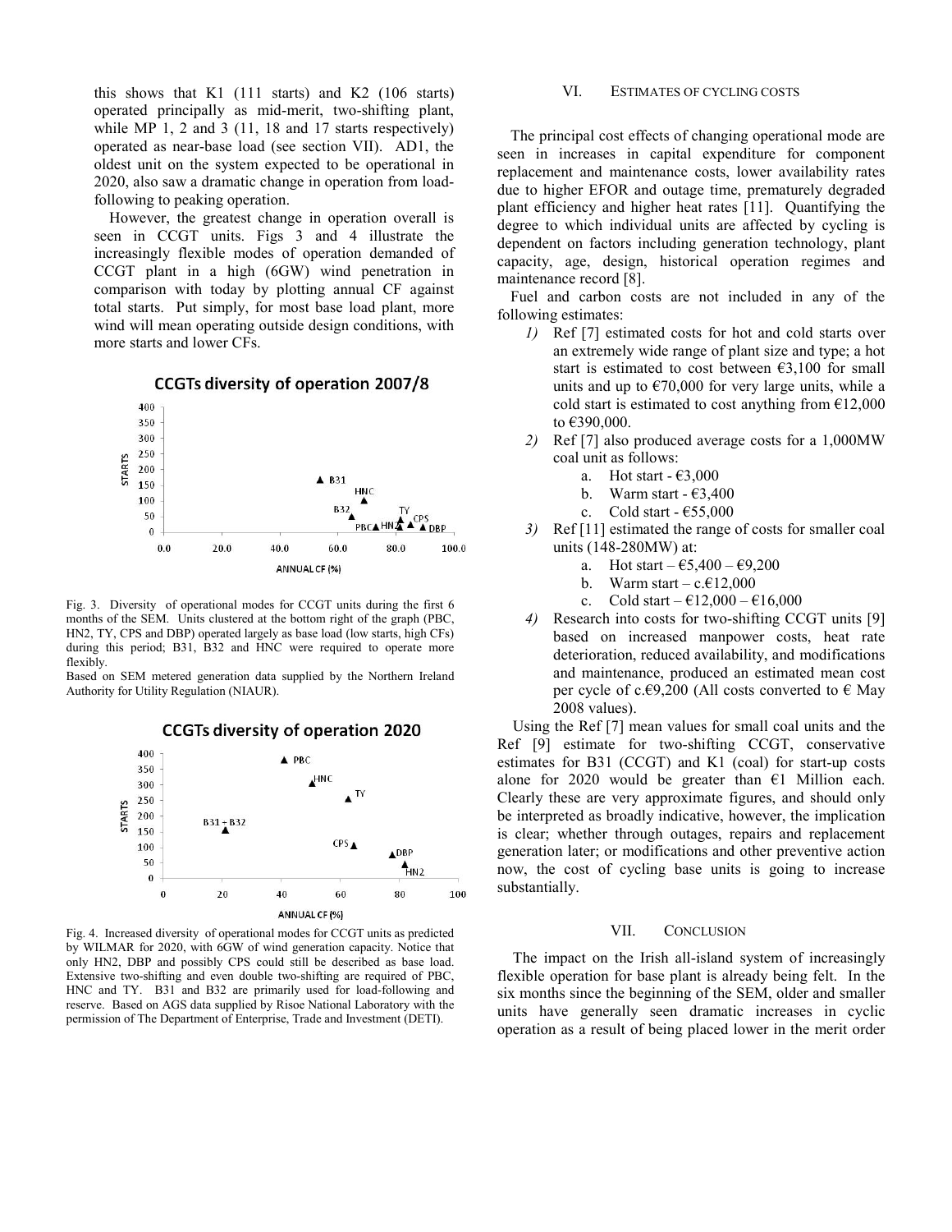this shows that K1 (111 starts) and K2 (106 starts) operated principally as mid-merit, two-shifting plant, while MP 1, 2 and 3 (11, 18 and 17 starts respectively) operated as near-base load (see section VII). AD1, the oldest unit on the system expected to be operational in 2020, also saw a dramatic change in operation from load-following to peaking operation.

However, the greatest change in operation overall is seen in CCGT units. Figs 3 and 4 illustrate the increasingly flexible modes of operation demanded of CCGT plant in a high (6GW) wind penetration in comparison with today by plotting annual CF against total starts. Put simply, for most base load plant, more wind will mean operating outside design conditions, with more starts and lower CFs.

CCGTs diversity of operation 2007/8

STARTS

ANNUAL CF (%)

B31, HNC, B32, TY, CPS, PBC, HN2, DBP

Fig. 3. Diversity of operational modes for CCGT units during the first 6 months of the SEM. Units clustered at the bottom right of the graph (PBC, HN2, TY, CPS and DBP) operated largely as base load (low starts, high CFs) during this period; B31, B32 and HNC were required to operate more flexibly.
Based on SEM metered generation data supplied by the Northern Ireland Authority for Utility Regulation (NIAUR).

CCGTs diversity of operation 2020

STARTS

ANNUAL CF (%)

PBC, HNC, TY, B31 + B32, CPS, DBP, HN2

Fig. 4. Increased diversity of operational modes for CCGT units as predicted by WILMAR for 2020, with 6GW of wind generation capacity. Notice that only HN2, DBP and possibly CPS could still be described as base load. Extensive two-shifting and even double two-shifting are required of PBC, HNC and TY. B31 and B32 are primarily used for load-following and reserve. Based on AGS data supplied by Risoe National Laboratory with the permission of The Department of Enterprise, Trade and Investment (DETI).

## VI. Estimates of Cycling Costs

The principal cost effects of changing operational mode are seen in increases in capital expenditure for component replacement and maintenance costs, lower availability rates due to higher EFOR and outage time, prematurely degraded plant efficiency and higher heat rates [11]. Quantifying the degree to which individual units are affected by cycling is dependent on factors including generation technology, plant capacity, age, design, historical operation regimes and maintenance record [8].

Fuel and carbon costs are not included in any of the following estimates:

1) Ref [7] estimated costs for hot and cold starts over an extremely wide range of plant size and type; a hot start is estimated to cost between €3,100 for small units and up to €70,000 for very large units, while a cold start is estimated to cost anything from €12,000 to €390,000.
2) Ref [7] also produced average costs for a 1,000MW coal unit as follows:
   a. Hot start - €3,000
   b. Warm start - €3,400
   c. Cold start - €55,000
3) Ref [11] estimated the range of costs for smaller coal units (148-280MW) at:
   a. Hot start – €5,400 – €9,200
   b. Warm start – c.€12,000
   c. Cold start – €12,000 – €16,000
4) Research into costs for two-shifting CCGT units [9] based on increased manpower costs, heat rate deterioration, reduced availability, and modifications and maintenance, produced an estimated mean cost per cycle of c.€9,200 (All costs converted to € May 2008 values).

Using the Ref [7] mean values for small coal units and the Ref [9] estimate for two-shifting CCGT, conservative estimates for B31 (CCGT) and K1 (coal) for start-up costs alone for 2020 would be greater than €1 Million each. Clearly these are very approximate figures, and should only be interpreted as broadly indicative, however, the implication is clear; whether through outages, repairs and replacement generation later; or modifications and other preventive action now, the cost of cycling base units is going to increase substantially.

## VII. Conclusion

The impact on the Irish all-island system of increasingly flexible operation for base plant is already being felt. In the six months since the beginning of the SEM, older and smaller units have generally seen dramatic increases in cyclic operation as a result of being placed lower in the merit order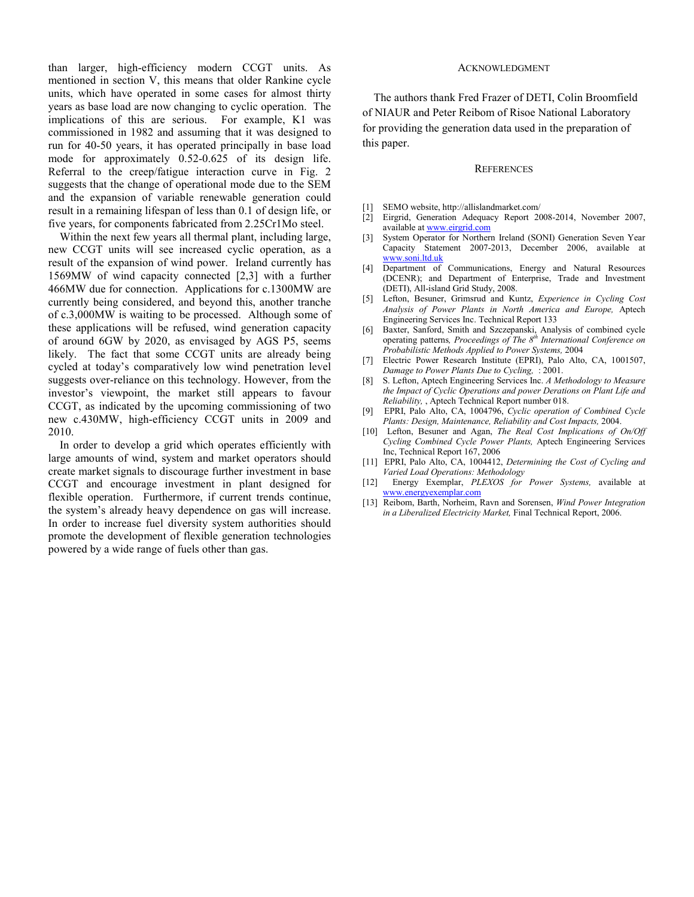than larger, high-efficiency modern CCGT units. As mentioned in section V, this means that older Rankine cycle units, which have operated in some cases for almost thirty years as base load are now changing to cyclic operation. The implications of this are serious. For example, K1 was commissioned in 1982 and assuming that it was designed to run for 40-50 years, it has operated principally in base load mode for approximately 0.52-0.625 of its design life. Referral to the creep/fatigue interaction curve in Fig. 2 suggests that the change of operational mode due to the SEM and the expansion of variable renewable generation could result in a remaining lifespan of less than 0.1 of design life, or five years, for components fabricated from 2.25Cr1Mo steel.

Within the next few years all thermal plant, including large, new CCGT units will see increased cyclic operation, as a result of the expansion of wind power. Ireland currently has 1569MW of wind capacity connected [2,3] with a further 466MW due for connection. Applications for c.1300MW are currently being considered, and beyond this, another tranche of c.3,000MW is waiting to be processed. Although some of these applications will be refused, wind generation capacity of around 6GW by 2020, as envisaged by AGS P5, seems likely. The fact that some CCGT units are already being cycled at today's comparatively low wind penetration level suggests over-reliance on this technology. However, from the investor's viewpoint, the market still appears to favour CCGT, as indicated by the upcoming commissioning of two new c.430MW, high-efficiency CCGT units in 2009 and 2010.

In order to develop a grid which operates efficiently with large amounts of wind, system and market operators should create market signals to discourage further investment in base CCGT and encourage investment in plant designed for flexible operation. Furthermore, if current trends continue, the system's already heavy dependence on gas will increase. In order to increase fuel diversity system authorities should promote the development of flexible generation technologies powered by a wide range of fuels other than gas.

## Acknowledgment

The authors thank Fred Frazer of DETI, Colin Broomfield of NIAUR and Peter Reibom of Risoe National Laboratory for providing the generation data used in the preparation of this paper.

## References

[1] SEMO website, http://allislandmarket.com/
[2] Eirgrid, Generation Adequacy Report 2008-2014, November 2007, available at www.eirgrid.com
[3] System Operator for Northern Ireland (SONI) Generation Seven Year Capacity Statement 2007-2013, December 2006, available at www.soni.ltd.uk
[4] Department of Communications, Energy and Natural Resources (DCENR); and Department of Enterprise, Trade and Investment (DETI), All-island Grid Study, 2008.
[5] Lefton, Besuner, Grimsrud and Kuntz, *Experience in Cycling Cost Analysis of Power Plants in North America and Europe,* Aptech Engineering Services Inc. Technical Report 133
[6] Baxter, Sanford, Smith and Szczepanski, Analysis of combined cycle operating patterns, *Proceedings of The 8th International Conference on Probabilistic Methods Applied to Power Systems,* 2004
[7] Electric Power Research Institute (EPRI), Palo Alto, CA, 1001507, *Damage to Power Plants Due to Cycling,* : 2001.
[8] S. Lefton, Aptech Engineering Services Inc. *A Methodology to Measure the Impact of Cyclic Operations and power Derations on Plant Life and Reliability,* , Aptech Technical Report number 018.
[9] EPRI, Palo Alto, CA, 1004796, *Cyclic operation of Combined Cycle Plants: Design, Maintenance, Reliability and Cost Impacts,* 2004.
[10] Lefton, Besuner and Agan, *The Real Cost Implications of On/Off Cycling Combined Cycle Power Plants,* Aptech Engineering Services Inc, Technical Report 167, 2006
[11] EPRI, Palo Alto, CA, 1004412, *Determining the Cost of Cycling and Varied Load Operations: Methodology*
[12] Energy Exemplar, *PLEXOS for Power Systems,* available at www.energyexemplar.com
[13] Reibom, Barth, Norheim, Ravn and Sorensen, *Wind Power Integration in a Liberalized Electricity Market,* Final Technical Report, 2006.